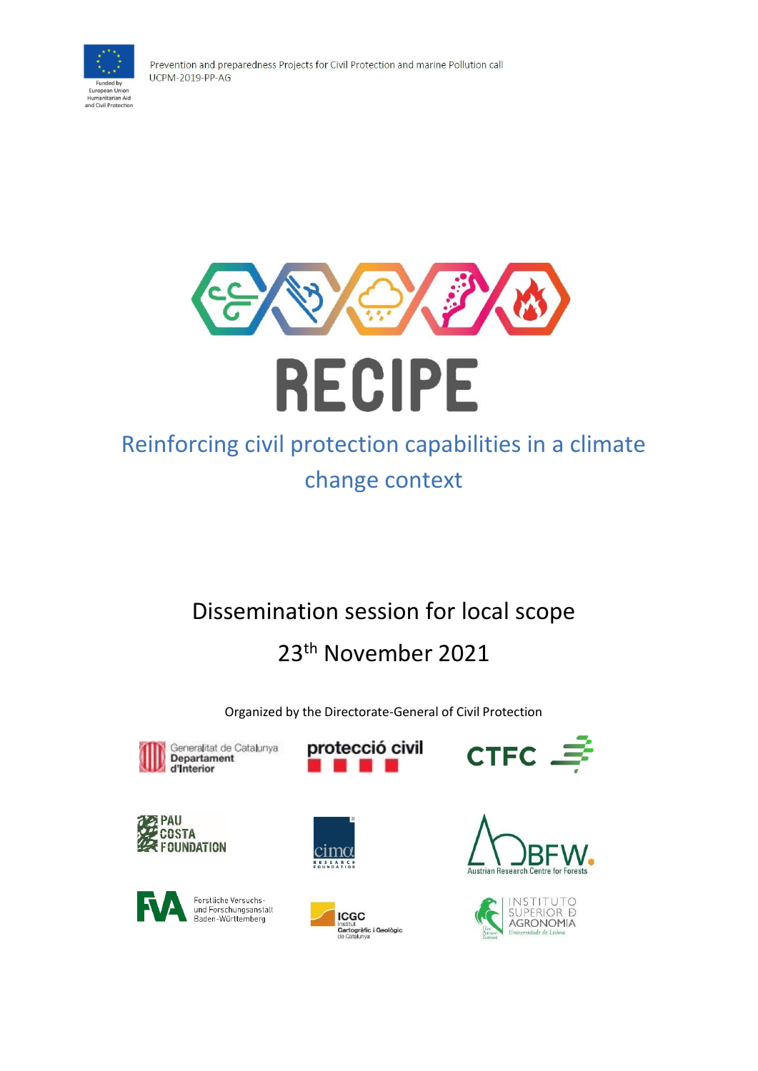Prevention and preparedness Projects for Civil Protection and marine Pollution call
UCPM-2019-PP-AG

Funded by European Union Humanitarian Aid and Civil Protection

# RECIPE

## Reinforcing civil protection capabilities in a climate change context

### Dissemination session for local scope

### 23th November 2021

Organized by the Directorate-General of Civil Protection

Generalitat de Catalunya Departament d'Interior

protecció civil

CTFC

PAU COSTA FOUNDATION

cima RESEARCH FOUNDATION

BFW. Austrian Research Centre for Forests

FVA Forstliche Versuchs- und Forschungsanstalt Baden-Württemberg

ICGC Institut Cartogràfic i Geològic de Catalunya

INSTITUTO SUPERIOR DE AGRONOMIA Universidade de Lisboa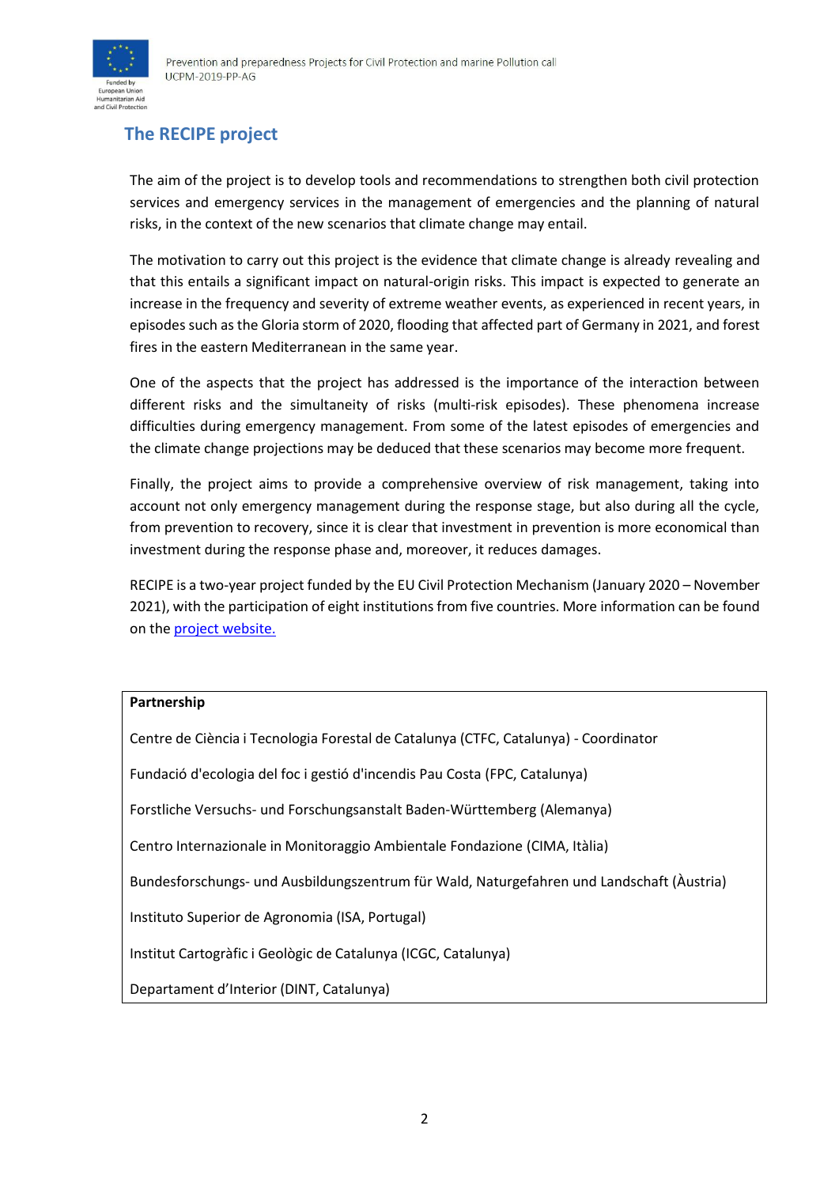## The RECIPE project

The aim of the project is to develop tools and recommendations to strengthen both civil protection services and emergency services in the management of emergencies and the planning of natural risks, in the context of the new scenarios that climate change may entail.

The motivation to carry out this project is the evidence that climate change is already revealing and that this entails a significant impact on natural-origin risks. This impact is expected to generate an increase in the frequency and severity of extreme weather events, as experienced in recent years, in episodes such as the Gloria storm of 2020, flooding that affected part of Germany in 2021, and forest fires in the eastern Mediterranean in the same year.

One of the aspects that the project has addressed is the importance of the interaction between different risks and the simultaneity of risks (multi-risk episodes). These phenomena increase difficulties during emergency management. From some of the latest episodes of emergencies and the climate change projections may be deduced that these scenarios may become more frequent.

Finally, the project aims to provide a comprehensive overview of risk management, taking into account not only emergency management during the response stage, but also during all the cycle, from prevention to recovery, since it is clear that investment in prevention is more economical than investment during the response phase and, moreover, it reduces damages.

RECIPE is a two-year project funded by the EU Civil Protection Mechanism (January 2020 – November 2021), with the participation of eight institutions from five countries. More information can be found on the project website.

| **Partnership** |
|---|
| Centre de Ciència i Tecnologia Forestal de Catalunya (CTFC, Catalunya) - Coordinator |
| Fundació d'ecologia del foc i gestió d'incendis Pau Costa (FPC, Catalunya) |
| Forstliche Versuchs- und Forschungsanstalt Baden-Württemberg (Alemanya) |
| Centro Internazionale in Monitoraggio Ambientale Fondazione (CIMA, Itàlia) |
| Bundesforschungs- und Ausbildungszentrum für Wald, Naturgefahren und Landschaft (Àustria) |
| Instituto Superior de Agronomia (ISA, Portugal) |
| Institut Cartogràfic i Geològic de Catalunya (ICGC, Catalunya) |
| Departament d'Interior (DINT, Catalunya) |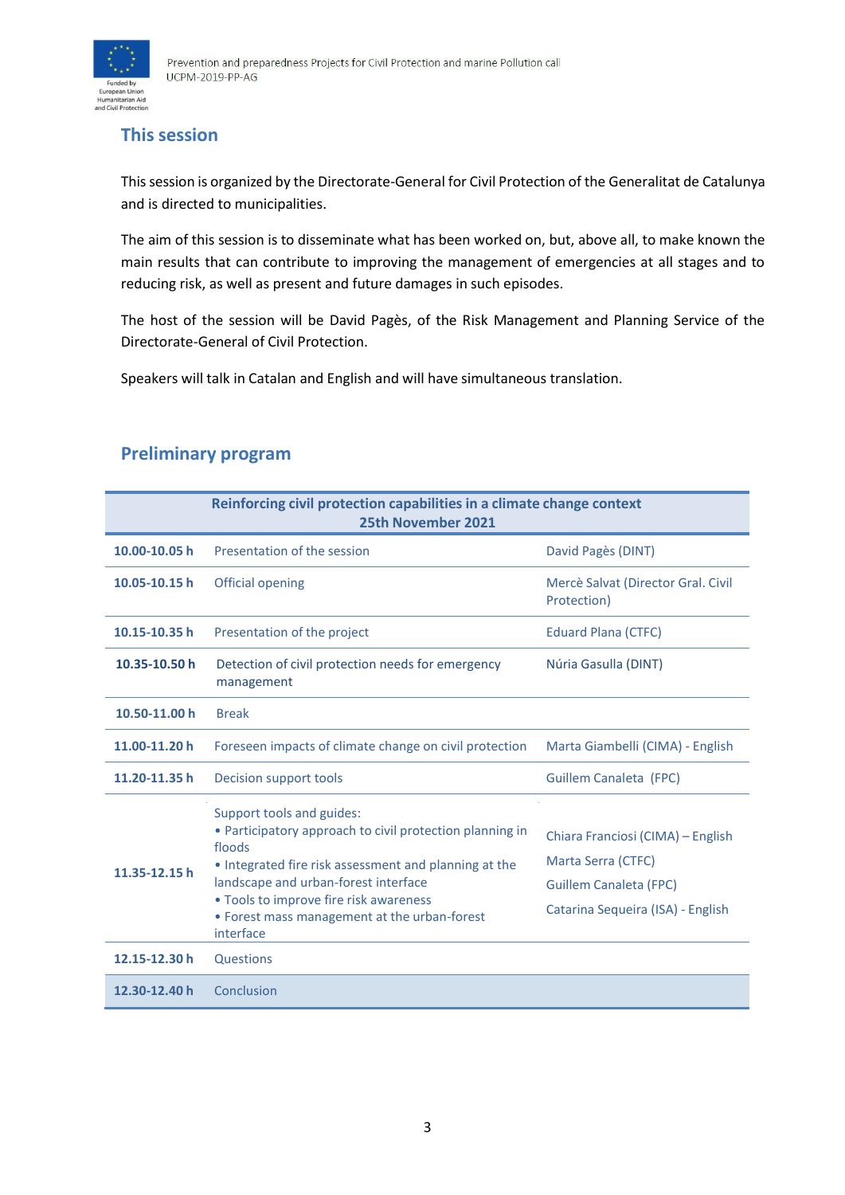## This session

This session is organized by the Directorate-General for Civil Protection of the Generalitat de Catalunya and is directed to municipalities.

The aim of this session is to disseminate what has been worked on, but, above all, to make known the main results that can contribute to improving the management of emergencies at all stages and to reducing risk, as well as present and future damages in such episodes.

The host of the session will be David Pagès, of the Risk Management and Planning Service of the Directorate-General of Civil Protection.

Speakers will talk in Catalan and English and will have simultaneous translation.

## Preliminary program

| Reinforcing civil protection capabilities in a climate change context 25th November 2021 | | |
|---|---|---|
| **10.00-10.05 h** | Presentation of the session | David Pagès (DINT) |
| **10.05-10.15 h** | Official opening | Mercè Salvat (Director Gral. Civil Protection) |
| **10.15-10.35 h** | Presentation of the project | Eduard Plana (CTFC) |
| **10.35-10.50 h** | Detection of civil protection needs for emergency management | Núria Gasulla (DINT) |
| **10.50-11.00 h** | Break | |
| **11.00-11.20 h** | Foreseen impacts of climate change on civil protection | Marta Giambelli (CIMA) - English |
| **11.20-11.35 h** | Decision support tools | Guillem Canaleta (FPC) |
| **11.35-12.15 h** | Support tools and guides:<br>• Participatory approach to civil protection planning in floods<br>• Integrated fire risk assessment and planning at the landscape and urban-forest interface<br>• Tools to improve fire risk awareness<br>• Forest mass management at the urban-forest interface | Chiara Franciosi (CIMA) – English<br>Marta Serra (CTFC)<br>Guillem Canaleta (FPC)<br>Catarina Sequeira (ISA) - English |
| **12.15-12.30 h** | Questions | |
| **12.30-12.40 h** | Conclusion | |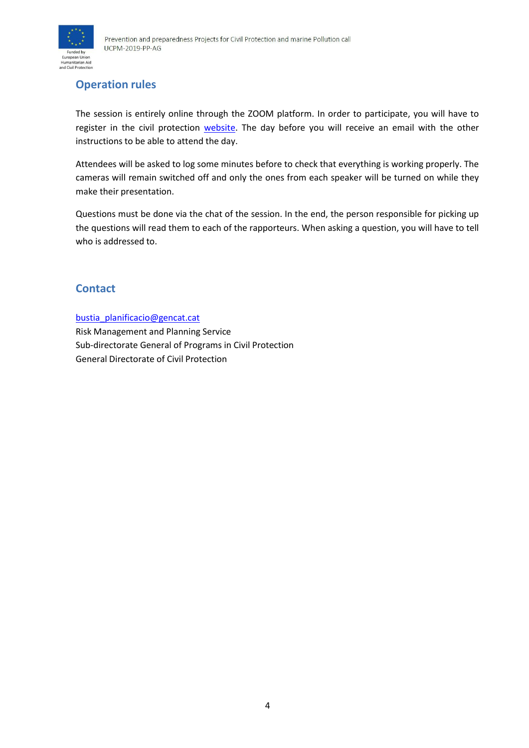## Operation rules

The session is entirely online through the ZOOM platform. In order to participate, you will have to register in the civil protection website. The day before you will receive an email with the other instructions to be able to attend the day.

Attendees will be asked to log some minutes before to check that everything is working properly. The cameras will remain switched off and only the ones from each speaker will be turned on while they make their presentation.

Questions must be done via the chat of the session. In the end, the person responsible for picking up the questions will read them to each of the rapporteurs. When asking a question, you will have to tell who is addressed to.

## Contact

bustia_planificacio@gencat.cat
Risk Management and Planning Service
Sub-directorate General of Programs in Civil Protection
General Directorate of Civil Protection